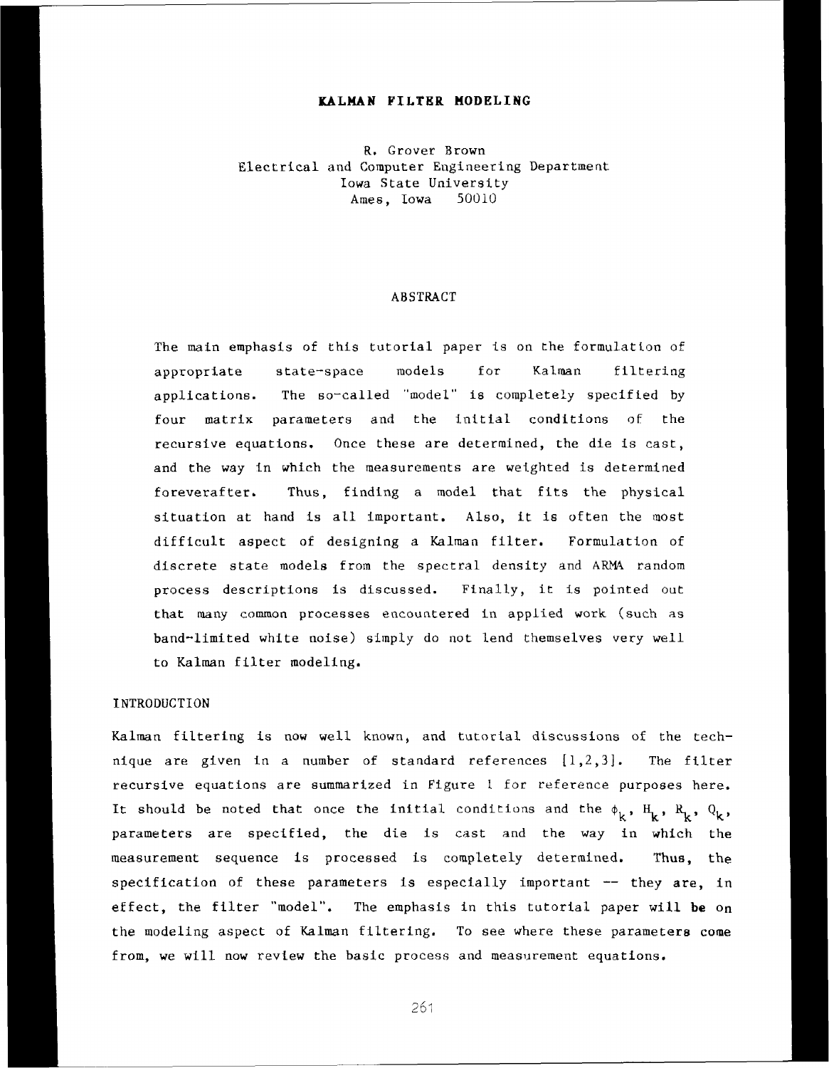# KALMAN FILTER MODELING

R. Grover Brown
Electrical and Computer Engineering Department
Iowa State University
Ames, Iowa 50010

## ABSTRACT

The main emphasis of this tutorial paper is on the formulation of appropriate state-space models for Kalman filtering applications. The so-called "model" is completely specified by four matrix parameters and the initial conditions of the recursive equations. Once these are determined, the die is cast, and the way in which the measurements are weighted is determined foreverafter. Thus, finding a model that fits the physical situation at hand is all important. Also, it is often the most difficult aspect of designing a Kalman filter. Formulation of discrete state models from the spectral density and ARMA random process descriptions is discussed. Finally, it is pointed out that many common processes encountered in applied work (such as band-limited white noise) simply do not lend themselves very well to Kalman filter modeling.

## INTRODUCTION

Kalman filtering is now well known, and tutorial discussions of the technique are given in a number of standard references [1,2,3]. The filter recursive equations are summarized in Figure 1 for reference purposes here. It should be noted that once the initial conditions and the $\phi_k$, $H_k$, $R_k$, $Q_k$, parameters are specified, the die is cast and the way in which the measurement sequence is processed is completely determined. Thus, the specification of these parameters is especially important -- they are, in effect, the filter "model". The emphasis in this tutorial paper will be on the modeling aspect of Kalman filtering. To see where these parameters come from, we will now review the basic process and measurement equations.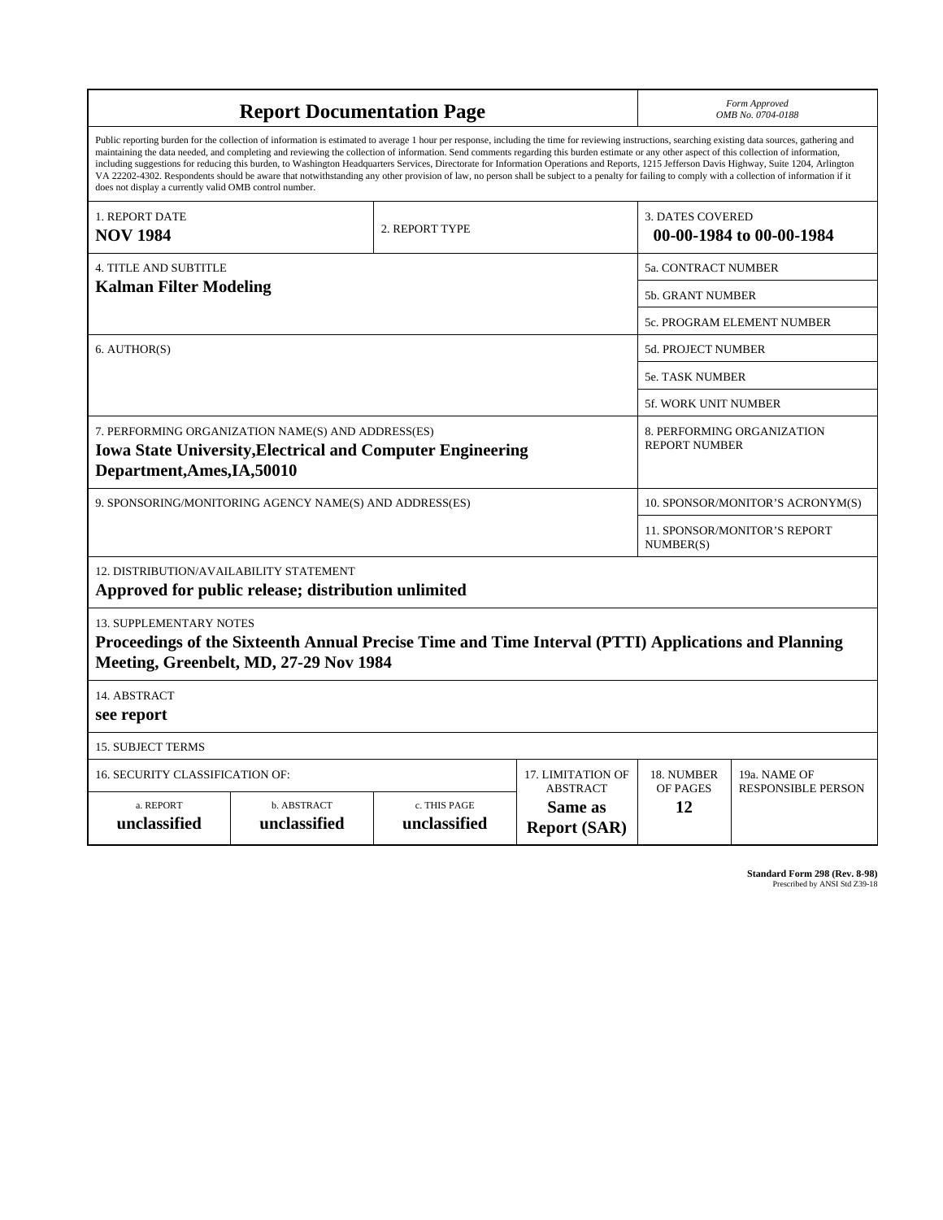# Report Documentation Page

*Form Approved*
*OMB No. 0704-0188*

Public reporting burden for the collection of information is estimated to average 1 hour per response, including the time for reviewing instructions, searching existing data sources, gathering and maintaining the data needed, and completing and reviewing the collection of information. Send comments regarding this burden estimate or any other aspect of this collection of information, including suggestions for reducing this burden, to Washington Headquarters Services, Directorate for Information Operations and Reports, 1215 Jefferson Davis Highway, Suite 1204, Arlington VA 22202-4302. Respondents should be aware that notwithstanding any other provision of law, no person shall be subject to a penalty for failing to comply with a collection of information if it does not display a currently valid OMB control number.

| | | |
|---|---|---|
| 1. REPORT DATE<br>**NOV 1984** | 2. REPORT TYPE | 3. DATES COVERED<br>**00-00-1984 to 00-00-1984** |

| | |
|---|---|
| 4. TITLE AND SUBTITLE<br>**Kalman Filter Modeling** | 5a. CONTRACT NUMBER |
| | 5b. GRANT NUMBER |
| | 5c. PROGRAM ELEMENT NUMBER |
| 6. AUTHOR(S) | 5d. PROJECT NUMBER |
| | 5e. TASK NUMBER |
| | 5f. WORK UNIT NUMBER |
| 7. PERFORMING ORGANIZATION NAME(S) AND ADDRESS(ES)<br>**Iowa State University,Electrical and Computer Engineering Department,Ames,IA,50010** | 8. PERFORMING ORGANIZATION REPORT NUMBER |
| 9. SPONSORING/MONITORING AGENCY NAME(S) AND ADDRESS(ES) | 10. SPONSOR/MONITOR'S ACRONYM(S) |
| | 11. SPONSOR/MONITOR'S REPORT NUMBER(S) |

12. DISTRIBUTION/AVAILABILITY STATEMENT
**Approved for public release; distribution unlimited**

13. SUPPLEMENTARY NOTES
**Proceedings of the Sixteenth Annual Precise Time and Time Interval (PTTI) Applications and Planning Meeting, Greenbelt, MD, 27-29 Nov 1984**

14. ABSTRACT
**see report**

15. SUBJECT TERMS

| 16. SECURITY CLASSIFICATION OF: | | | 17. LIMITATION OF ABSTRACT | 18. NUMBER OF PAGES | 19a. NAME OF RESPONSIBLE PERSON |
|---|---|---|---|---|---|
| a. REPORT<br>**unclassified** | b. ABSTRACT<br>**unclassified** | c. THIS PAGE<br>**unclassified** | **Same as Report (SAR)** | **12** | |

**Standard Form 298 (Rev. 8-98)**
Prescribed by ANSI Std Z39-18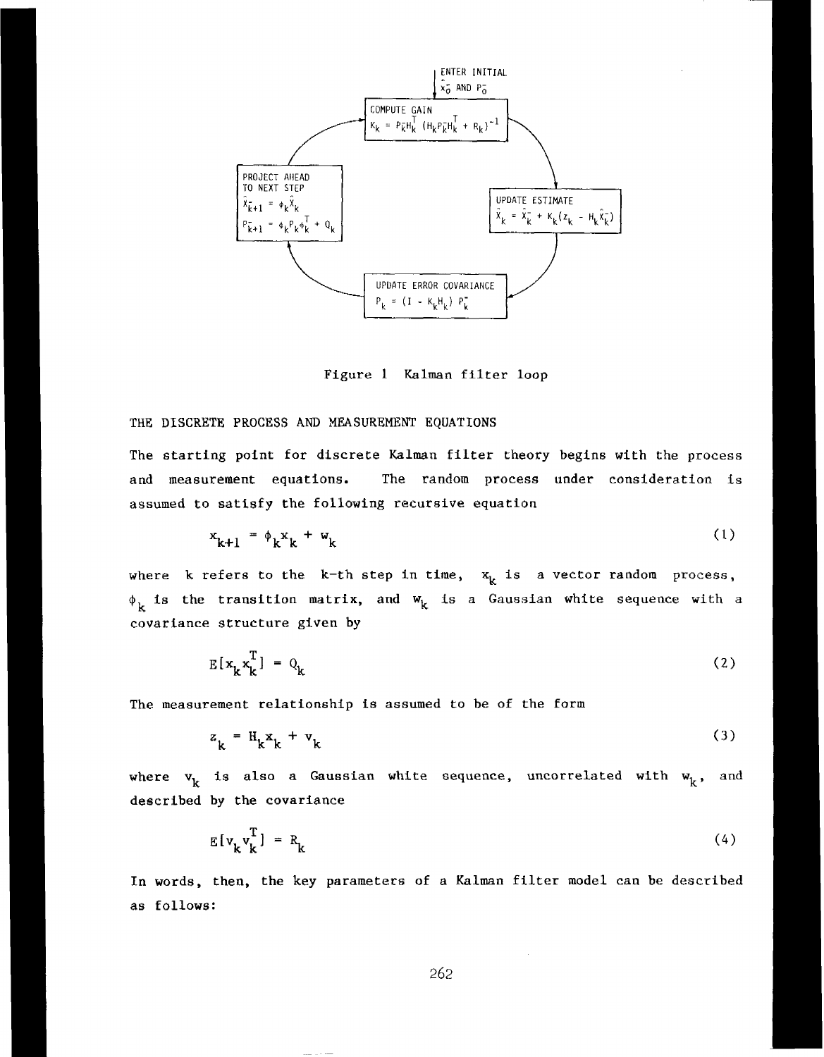ENTER INITIAL $\hat{x}_0^-$ AND $P_0^-$

COMPUTE GAIN
$K_k = P_k^- H_k^T (H_k P_k^- H_k^T + R_k)^{-1}$

UPDATE ESTIMATE
$\hat{x}_k = \hat{x}_k^- + K_k(z_k - H_k \hat{x}_k^-)$

UPDATE ERROR COVARIANCE
$P_k = (I - K_k H_k) P_k^-$

PROJECT AHEAD TO NEXT STEP
$\hat{x}_{k+1}^- = \phi_k \hat{x}_k$
$P_{k+1}^- = \phi_k P_k \phi_k^T + Q_k$

Figure 1 Kalman filter loop

## THE DISCRETE PROCESS AND MEASUREMENT EQUATIONS

The starting point for discrete Kalman filter theory begins with the process and measurement equations. The random process under consideration is assumed to satisfy the following recursive equation

$$x_{k+1} = \phi_k x_k + w_k \tag{1}$$

where k refers to the k-th step in time, $x_k$ is a vector random process, $\phi_k$ is the transition matrix, and $w_k$ is a Gaussian white sequence with a covariance structure given by

$$E[x_k x_k^T] = Q_k \tag{2}$$

The measurement relationship is assumed to be of the form

$$z_k = H_k x_k + v_k \tag{3}$$

where $v_k$ is also a Gaussian white sequence, uncorrelated with $w_k$, and described by the covariance

$$E[v_k v_k^T] = R_k \tag{4}$$

In words, then, the key parameters of a Kalman filter model can be described as follows: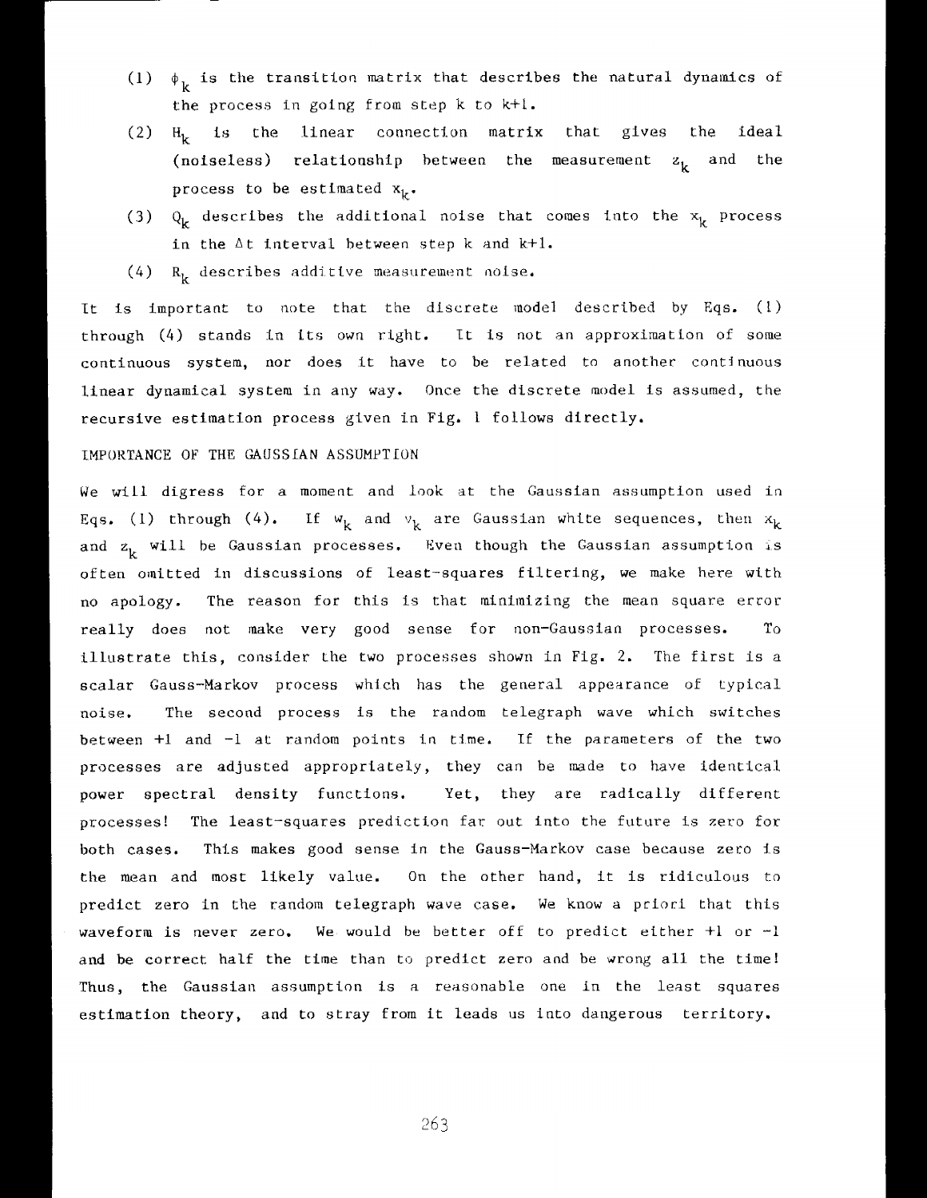(1) $\phi_k$ is the transition matrix that describes the natural dynamics of the process in going from step k to k+1.

(2) $H_k$ is the linear connection matrix that gives the ideal (noiseless) relationship between the measurement $z_k$ and the process to be estimated $x_k$.

(3) $Q_k$ describes the additional noise that comes into the $x_k$ process in the $\Delta t$ interval between step k and k+1.

(4) $R_k$ describes additive measurement noise.

It is important to note that the discrete model described by Eqs. (1) through (4) stands in its own right. It is not an approximation of some continuous system, nor does it have to be related to another continuous linear dynamical system in any way. Once the discrete model is assumed, the recursive estimation process given in Fig. 1 follows directly.

## IMPORTANCE OF THE GAUSSIAN ASSUMPTION

We will digress for a moment and look at the Gaussian assumption used in Eqs. (1) through (4). If $w_k$ and $v_k$ are Gaussian white sequences, then $x_k$ and $z_k$ will be Gaussian processes. Even though the Gaussian assumption is often omitted in discussions of least-squares filtering, we make here with no apology. The reason for this is that minimizing the mean square error really does not make very good sense for non-Gaussian processes. To illustrate this, consider the two processes shown in Fig. 2. The first is a scalar Gauss-Markov process which has the general appearance of typical noise. The second process is the random telegraph wave which switches between +1 and -1 at random points in time. If the parameters of the two processes are adjusted appropriately, they can be made to have identical power spectral density functions. Yet, they are radically different processes! The least-squares prediction far out into the future is zero for both cases. This makes good sense in the Gauss-Markov case because zero is the mean and most likely value. On the other hand, it is ridiculous to predict zero in the random telegraph wave case. We know a priori that this waveform is never zero. We would be better off to predict either +1 or -1 and be correct half the time than to predict zero and be wrong all the time! Thus, the Gaussian assumption is a reasonable one in the least squares estimation theory, and to stray from it leads us into dangerous territory.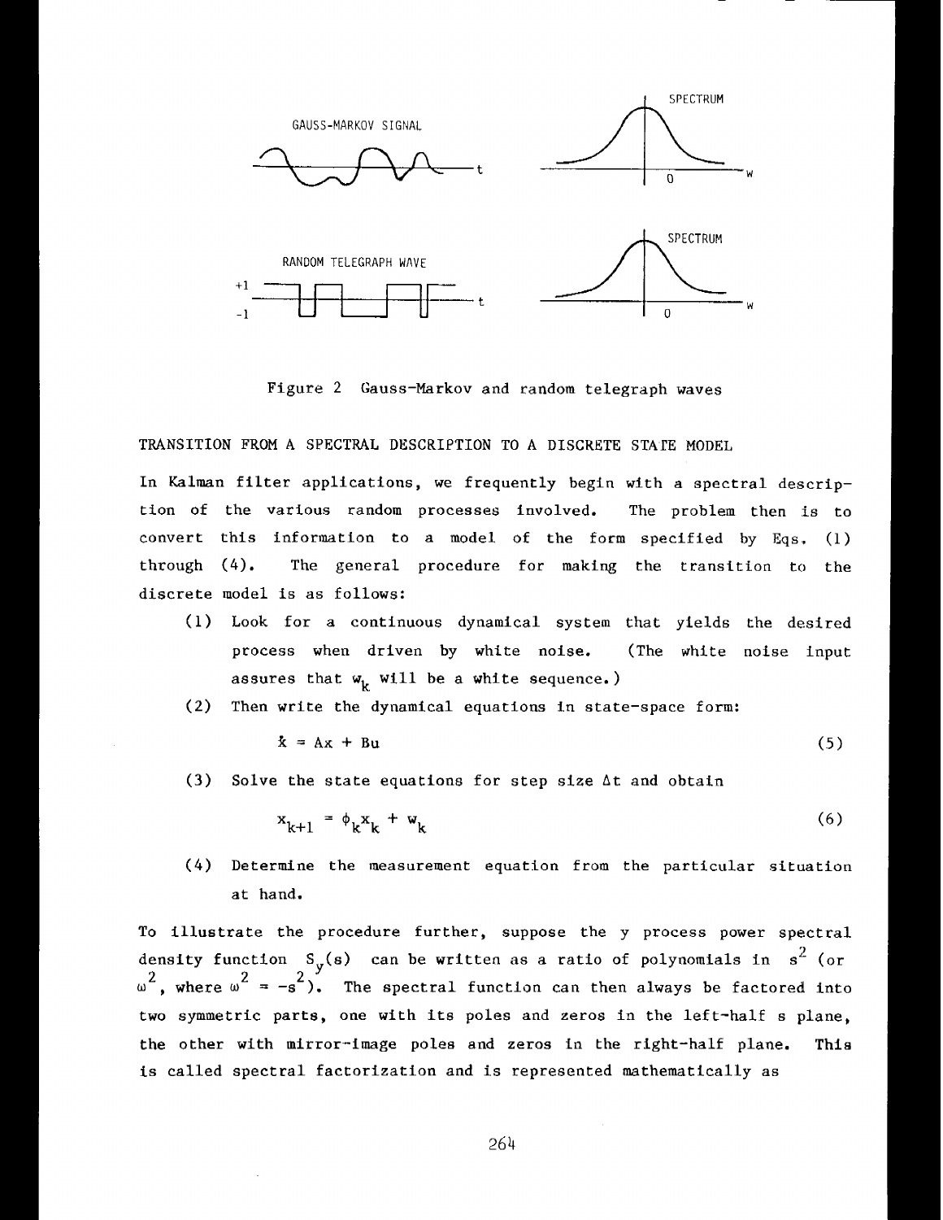Figure 2 Gauss-Markov and random telegraph waves

## TRANSITION FROM A SPECTRAL DESCRIPTION TO A DISCRETE STATE MODEL

In Kalman filter applications, we frequently begin with a spectral description of the various random processes involved. The problem then is to convert this information to a model of the form specified by Eqs. (1) through (4). The general procedure for making the transition to the discrete model is as follows:

(1) Look for a continuous dynamical system that yields the desired process when driven by white noise. (The white noise input assures that $w_k$ will be a white sequence.)

(2) Then write the dynamical equations in state-space form:

$$\dot{x} = Ax + Bu \tag{5}$$

(3) Solve the state equations for step size $\Delta t$ and obtain

$$x_{k+1} = \phi_k x_k + w_k \tag{6}$$

(4) Determine the measurement equation from the particular situation at hand.

To illustrate the procedure further, suppose the y process power spectral density function $S_y(s)$ can be written as a ratio of polynomials in $s^2$ (or $\omega^2$, where $\omega^2 = -s^2$). The spectral function can then always be factored into two symmetric parts, one with its poles and zeros in the left-half s plane, the other with mirror-image poles and zeros in the right-half plane. This is called spectral factorization and is represented mathematically as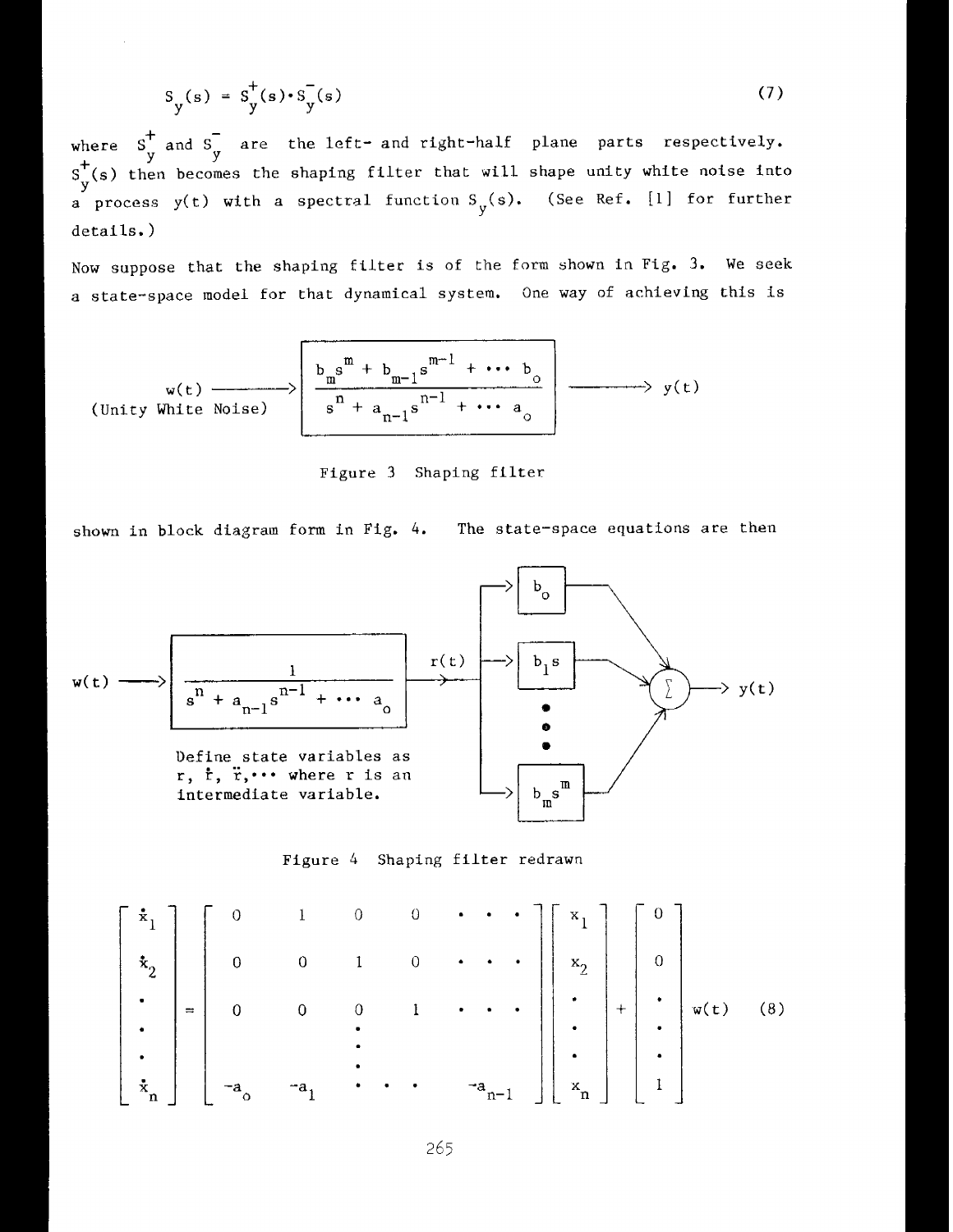$$S_y(s) = S_y^+(s) \cdot S_y^-(s) \tag{7}$$

where $S_y^+$ and $S_y^-$ are the left- and right-half plane parts respectively. $S_y^+(s)$ then becomes the shaping filter that will shape unity white noise into a process $y(t)$ with a spectral function $S_y(s)$. (See Ref. [1] for further details.)

Now suppose that the shaping filter is of the form shown in Fig. 3. We seek a state-space model for that dynamical system. One way of achieving this is

$$w(t) \text{ (Unity White Noise)} \longrightarrow \boxed{\frac{b_m s^m + b_{m-1} s^{m-1} + \cdots b_o}{s^n + a_{n-1} s^{n-1} + \cdots a_o}} \longrightarrow y(t)$$

Figure 3 Shaping filter

shown in block diagram form in Fig. 4. The state-space equations are then

$$w(t) \longrightarrow \boxed{\frac{1}{s^n + a_{n-1} s^{n-1} + \cdots a_o}} \xrightarrow{r(t)} \left\{ \boxed{b_o},\ \boxed{b_1 s},\ \cdots,\ \boxed{b_m s^m} \right\} \longrightarrow \Sigma \longrightarrow y(t)$$

Define state variables as $r$, $\dot{r}$, $\ddot{r}, \cdots$ where $r$ is an intermediate variable.

Figure 4 Shaping filter redrawn

$$\begin{bmatrix} \dot{x}_1 \\ \dot{x}_2 \\ \cdot \\ \cdot \\ \cdot \\ \dot{x}_n \end{bmatrix} = \begin{bmatrix} 0 & 1 & 0 & 0 & \cdots \\ 0 & 0 & 1 & 0 & \cdots \\ 0 & 0 & 0 & 1 & \cdots \\ & & \vdots & & \\ -a_o & -a_1 & \cdots & & -a_{n-1} \end{bmatrix} \begin{bmatrix} x_1 \\ x_2 \\ \cdot \\ \cdot \\ \cdot \\ x_n \end{bmatrix} + \begin{bmatrix} 0 \\ 0 \\ \cdot \\ \cdot \\ \cdot \\ 1 \end{bmatrix} w(t) \tag{8}$$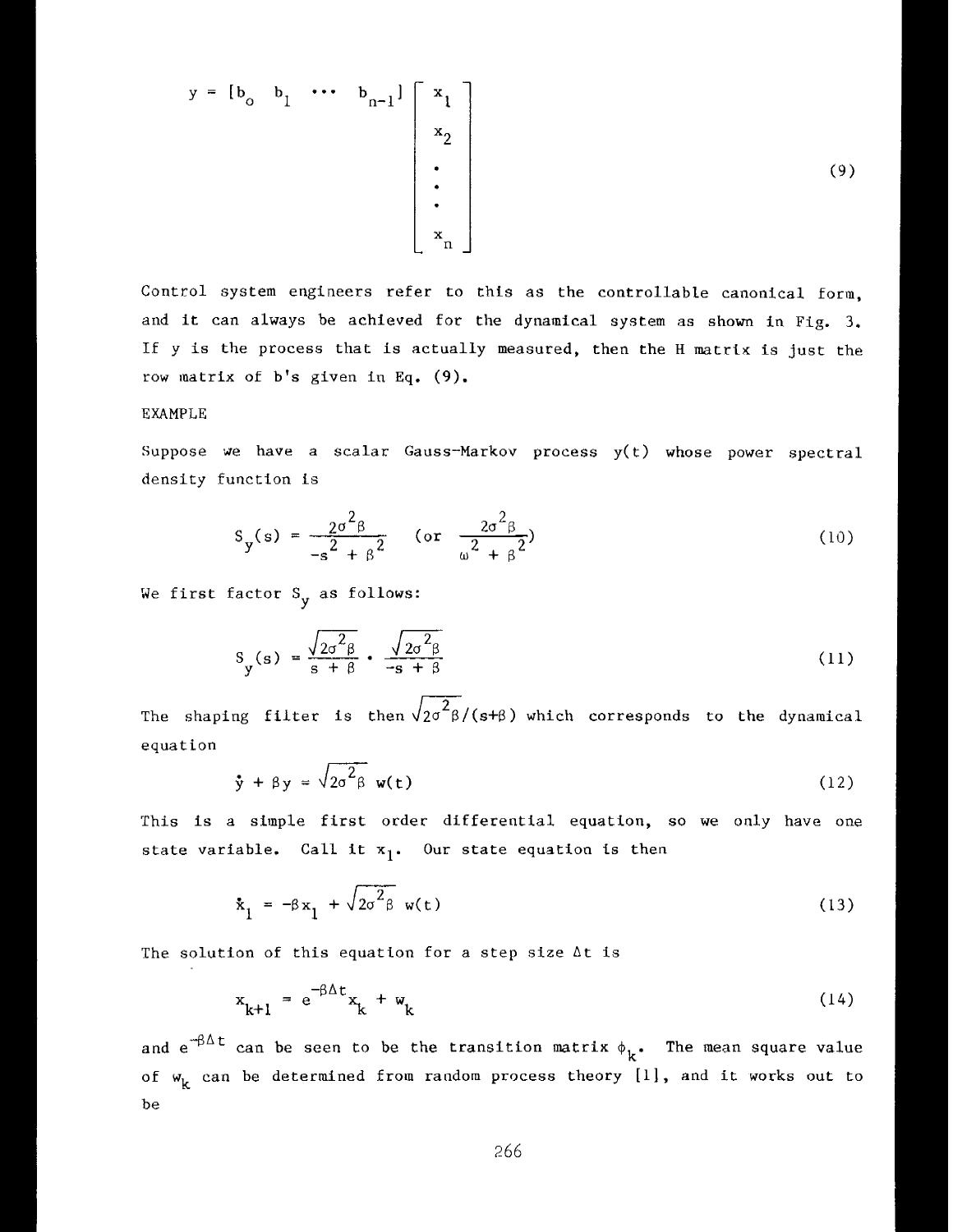$$y = [b_o \quad b_1 \quad \cdots \quad b_{n-1}] \begin{bmatrix} x_1 \\ x_2 \\ \cdot \\ \cdot \\ \cdot \\ x_n \end{bmatrix} \tag{9}$$

Control system engineers refer to this as the controllable canonical form, and it can always be achieved for the dynamical system as shown in Fig. 3. If y is the process that is actually measured, then the H matrix is just the row matrix of b's given in Eq. (9).

EXAMPLE

Suppose we have a scalar Gauss-Markov process $y(t)$ whose power spectral density function is

$$S_y(s) = \frac{2\sigma^2\beta}{-s^2 + \beta^2} \quad \left(\text{or} \quad \frac{2\sigma^2\beta}{\omega^2 + \beta^2}\right) \tag{10}$$

We first factor $S_y$ as follows:

$$S_y(s) = \frac{\sqrt{2\sigma^2\beta}}{s + \beta} \cdot \frac{\sqrt{2\sigma^2\beta}}{-s + \beta} \tag{11}$$

The shaping filter is then $\sqrt{2\sigma^2\beta}/(s+\beta)$ which corresponds to the dynamical equation

$$\dot{y} + \beta y = \sqrt{2\sigma^2\beta}\ w(t) \tag{12}$$

This is a simple first order differential equation, so we only have one state variable. Call it $x_1$. Our state equation is then

$$\dot{x}_1 = -\beta x_1 + \sqrt{2\sigma^2\beta}\ w(t) \tag{13}$$

The solution of this equation for a step size $\Delta t$ is

$$x_{k+1} = e^{-\beta\Delta t} x_k + w_k \tag{14}$$

and $e^{-\beta\Delta t}$ can be seen to be the transition matrix $\phi_k$. The mean square value of $w_k$ can be determined from random process theory [1], and it works out to be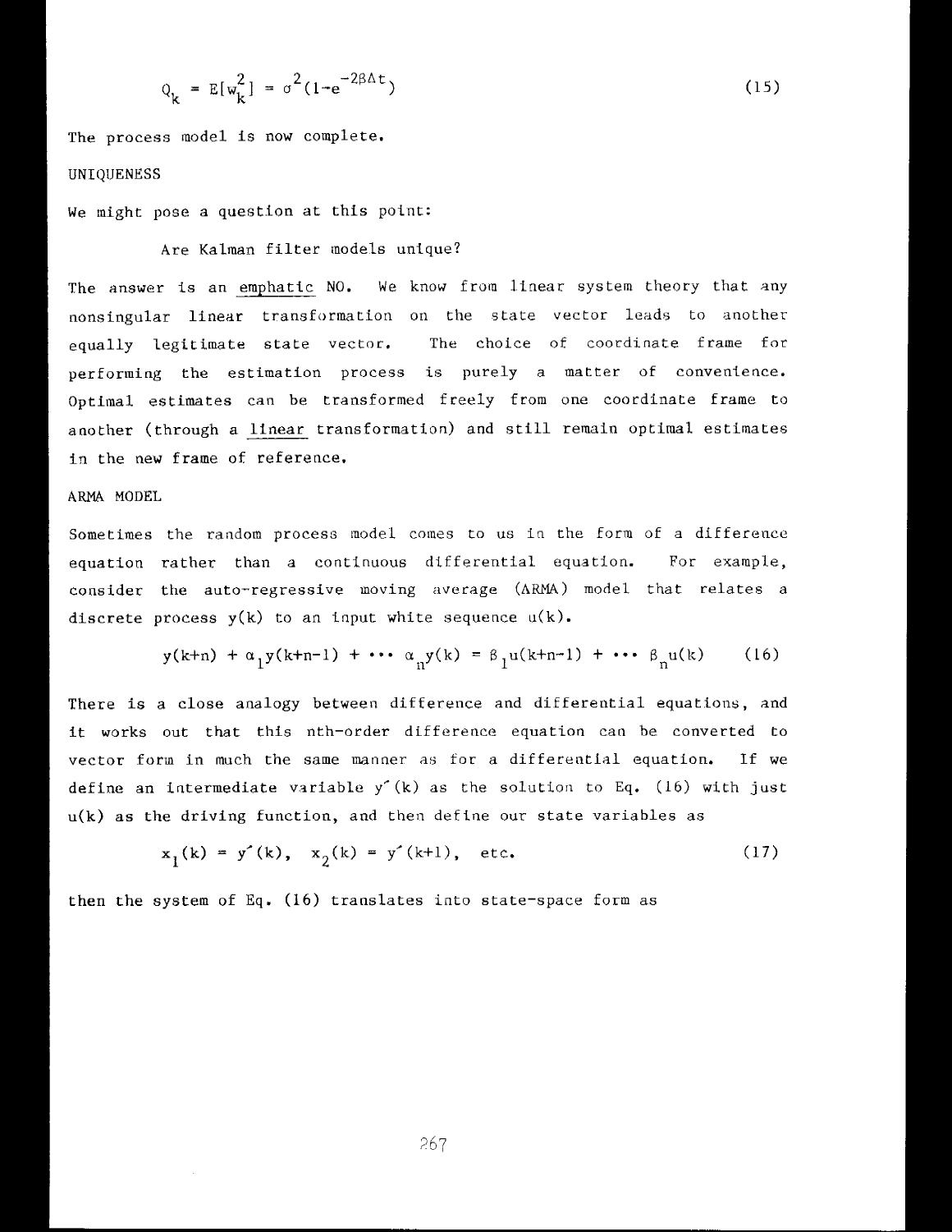$$Q_k = E[w_k^2] = \sigma^2(1 - e^{-2\beta\Delta t}) \tag{15}$$

The process model is now complete.

## UNIQUENESS

We might pose a question at this point:

Are Kalman filter models unique?

The answer is an <u>emphatic</u> NO. We know from linear system theory that any nonsingular linear transformation on the state vector leads to another equally legitimate state vector. The choice of coordinate frame for performing the estimation process is purely a matter of convenience. Optimal estimates can be transformed freely from one coordinate frame to another (through a <u>linear</u> transformation) and still remain optimal estimates in the new frame of reference.

## ARMA MODEL

Sometimes the random process model comes to us in the form of a difference equation rather than a continuous differential equation. For example, consider the auto-regressive moving average (ARMA) model that relates a discrete process $y(k)$ to an input white sequence $u(k)$.

$$y(k+n) + \alpha_1 y(k+n-1) + \cdots \alpha_n y(k) = \beta_1 u(k+n-1) + \cdots \beta_n u(k) \tag{16}$$

There is a close analogy between difference and differential equations, and it works out that this nth-order difference equation can be converted to vector form in much the same manner as for a differential equation. If we define an intermediate variable $y'(k)$ as the solution to Eq. (16) with just $u(k)$ as the driving function, and then define our state variables as

$$x_1(k) = y'(k), \quad x_2(k) = y'(k+1), \quad \text{etc.} \tag{17}$$

then the system of Eq. (16) translates into state-space form as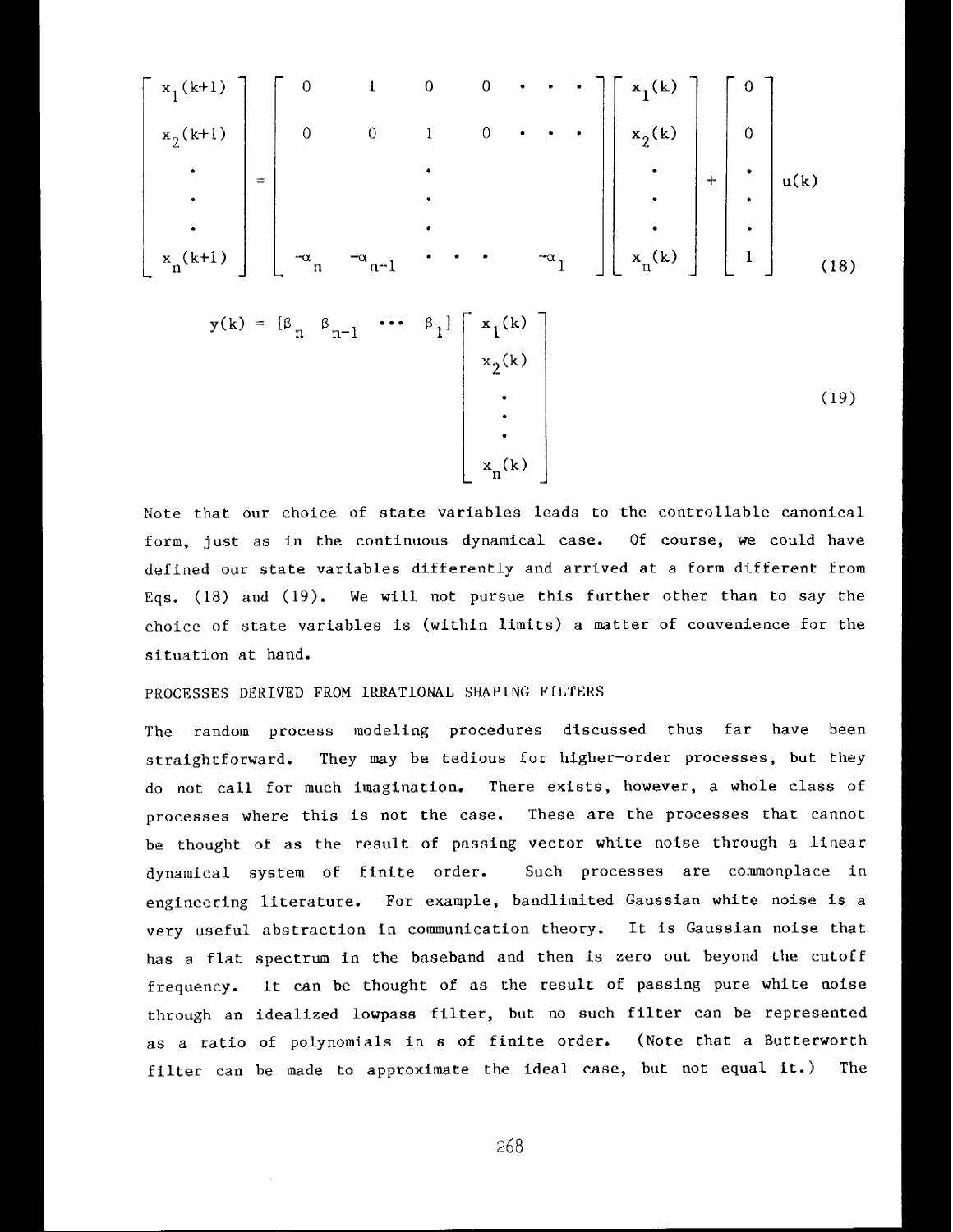$$
\begin{bmatrix} x_1(k+1) \\ x_2(k+1) \\ \cdot \\ \cdot \\ \cdot \\ x_n(k+1) \end{bmatrix} = \begin{bmatrix} 0 & 1 & 0 & 0 & \cdots \\ 0 & 0 & 1 & 0 & \cdots \\ & & \cdot & & \\ & & \cdot & & \\ & & \cdot & & \\ -\alpha_n & -\alpha_{n-1} & \cdots & & -\alpha_1 \end{bmatrix} \begin{bmatrix} x_1(k) \\ x_2(k) \\ \cdot \\ \cdot \\ \cdot \\ x_n(k) \end{bmatrix} + \begin{bmatrix} 0 \\ 0 \\ \cdot \\ \cdot \\ \cdot \\ 1 \end{bmatrix} u(k) \tag{18}
$$

$$
y(k) = [\beta_n \ \ \beta_{n-1} \ \cdots \ \beta_1] \begin{bmatrix} x_1(k) \\ x_2(k) \\ \cdot \\ \cdot \\ \cdot \\ x_n(k) \end{bmatrix} \tag{19}
$$

Note that our choice of state variables leads to the controllable canonical form, just as in the continuous dynamical case. Of course, we could have defined our state variables differently and arrived at a form different from Eqs. (18) and (19). We will not pursue this further other than to say the choice of state variables is (within limits) a matter of convenience for the situation at hand.

## PROCESSES DERIVED FROM IRRATIONAL SHAPING FILTERS

The random process modeling procedures discussed thus far have been straightforward. They may be tedious for higher-order processes, but they do not call for much imagination. There exists, however, a whole class of processes where this is not the case. These are the processes that cannot be thought of as the result of passing vector white noise through a linear dynamical system of finite order. Such processes are commonplace in engineering literature. For example, bandlimited Gaussian white noise is a very useful abstraction in communication theory. It is Gaussian noise that has a flat spectrum in the baseband and then is zero out beyond the cutoff frequency. It can be thought of as the result of passing pure white noise through an idealized lowpass filter, but no such filter can be represented as a ratio of polynomials in s of finite order. (Note that a Butterworth filter can be made to approximate the ideal case, but not equal it.) The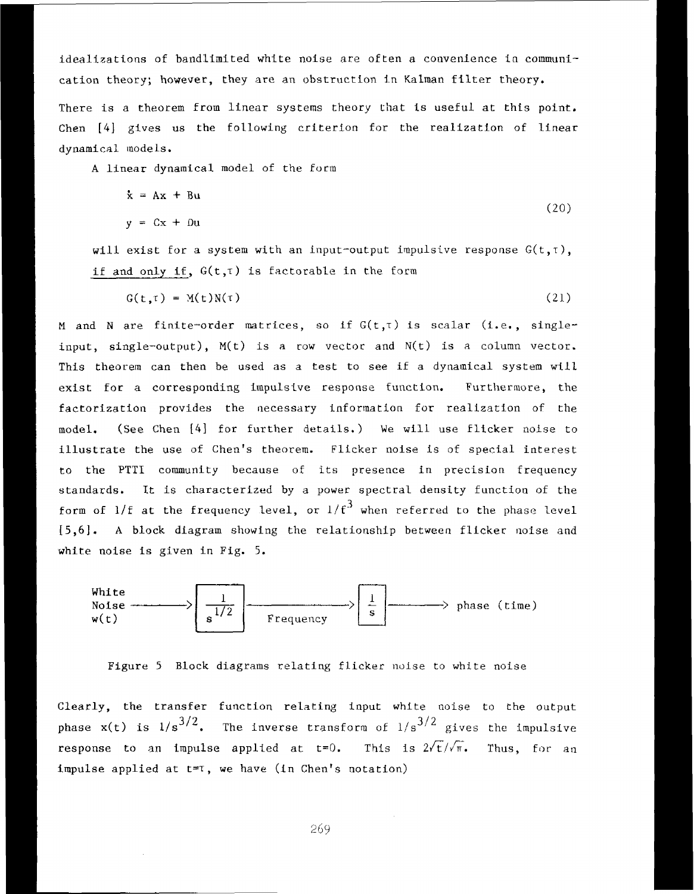idealizations of bandlimited white noise are often a convenience in communication theory; however, they are an obstruction in Kalman filter theory.

There is a theorem from linear systems theory that is useful at this point. Chen [4] gives us the following criterion for the realization of linear dynamical models.

A linear dynamical model of the form

$$\dot{x} = Ax + Bu$$
$$y = Cx + Du \tag{20}$$

will exist for a system with an input-output impulsive response $G(t,\tau)$, <u>if and only if</u>, $G(t,\tau)$ is factorable in the form

$$G(t,\tau) = M(t)N(\tau) \tag{21}$$

M and N are finite-order matrices, so if $G(t,\tau)$ is scalar (i.e., single-input, single-output), $M(t)$ is a row vector and $N(t)$ is a column vector. This theorem can then be used as a test to see if a dynamical system will exist for a corresponding impulsive response function. Furthermore, the factorization provides the necessary information for realization of the model. (See Chen [4] for further details.) We will use flicker noise to illustrate the use of Chen's theorem. Flicker noise is of special interest to the PTTI community because of its presence in precision frequency standards. It is characterized by a power spectral density function of the form of $1/f$ at the frequency level, or $1/f^3$ when referred to the phase level [5,6]. A block diagram showing the relationship between flicker noise and white noise is given in Fig. 5.

White Noise $w(t)$ ⟶ $\boxed{\frac{1}{s^{1/2}}}$ ⟶ Frequency ⟶ $\boxed{\frac{1}{s}}$ ⟶ phase (time)

Figure 5 Block diagrams relating flicker noise to white noise

Clearly, the transfer function relating input white noise to the output phase $x(t)$ is $1/s^{3/2}$. The inverse transform of $1/s^{3/2}$ gives the impulsive response to an impulse applied at $t=0$. This is $2\sqrt{t}/\sqrt{\pi}$. Thus, for an impulse applied at $t=\tau$, we have (in Chen's notation)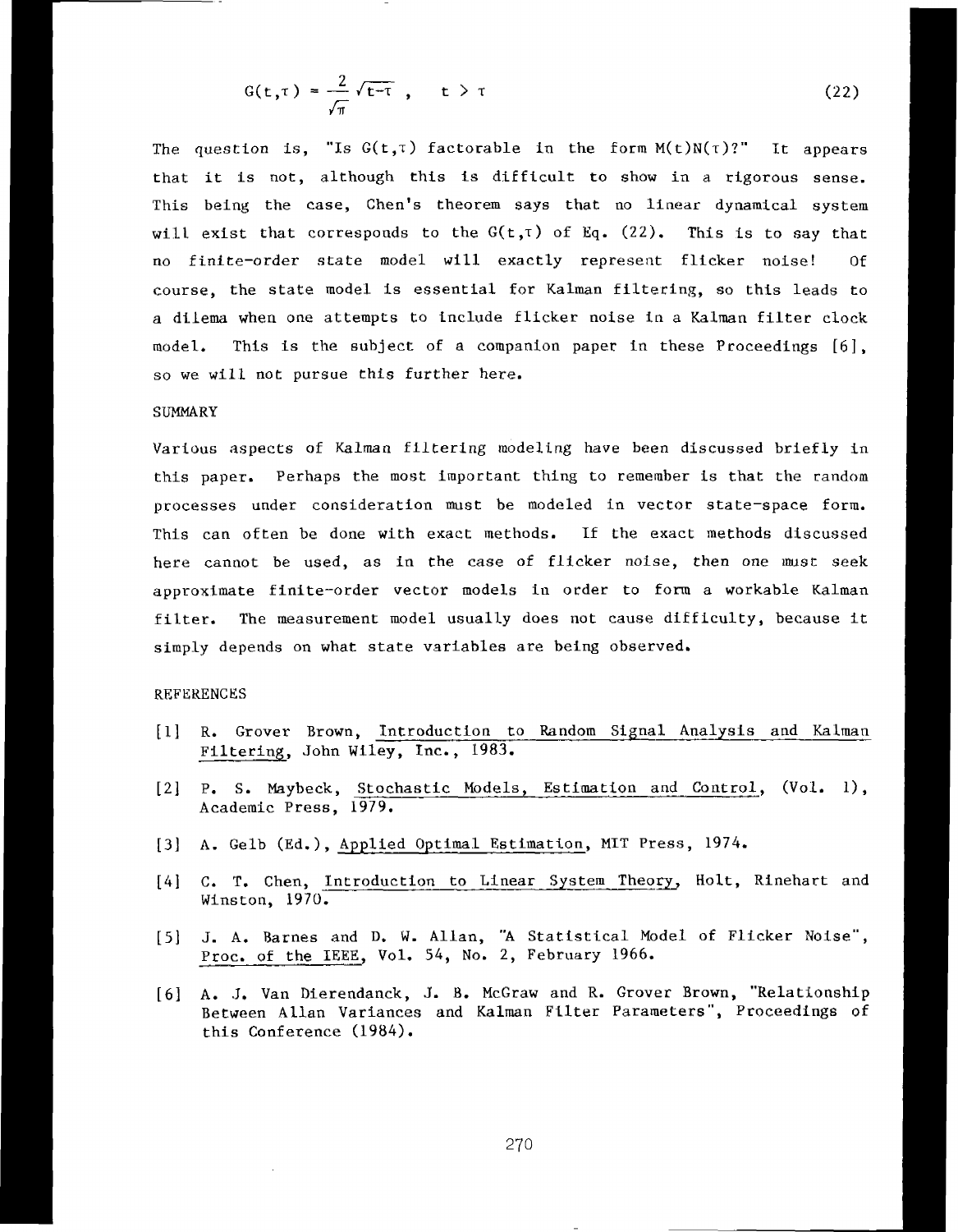$$G(t,\tau) = \frac{2}{\sqrt{\pi}} \sqrt{t-\tau} \, , \quad t > \tau \tag{22}$$

The question is, "Is $G(t,\tau)$ factorable in the form $M(t)N(\tau)$?" It appears that it is not, although this is difficult to show in a rigorous sense. This being the case, Chen's theorem says that no linear dynamical system will exist that corresponds to the $G(t,\tau)$ of Eq. (22). This is to say that no finite-order state model will exactly represent flicker noise! Of course, the state model is essential for Kalman filtering, so this leads to a dilema when one attempts to include flicker noise in a Kalman filter clock model. This is the subject of a companion paper in these Proceedings [6], so we will not pursue this further here.

## SUMMARY

Various aspects of Kalman filtering modeling have been discussed briefly in this paper. Perhaps the most important thing to remember is that the random processes under consideration must be modeled in vector state-space form. This can often be done with exact methods. If the exact methods discussed here cannot be used, as in the case of flicker noise, then one must seek approximate finite-order vector models in order to form a workable Kalman filter. The measurement model usually does not cause difficulty, because it simply depends on what state variables are being observed.

## REFERENCES

[1] R. Grover Brown, Introduction to Random Signal Analysis and Kalman Filtering, John Wiley, Inc., 1983.

[2] P. S. Maybeck, Stochastic Models, Estimation and Control, (Vol. 1), Academic Press, 1979.

[3] A. Gelb (Ed.), Applied Optimal Estimation, MIT Press, 1974.

[4] C. T. Chen, Introduction to Linear System Theory, Holt, Rinehart and Winston, 1970.

[5] J. A. Barnes and D. W. Allan, "A Statistical Model of Flicker Noise", Proc. of the IEEE, Vol. 54, No. 2, February 1966.

[6] A. J. Van Dierendanck, J. B. McGraw and R. Grover Brown, "Relationship Between Allan Variances and Kalman Filter Parameters", Proceedings of this Conference (1984).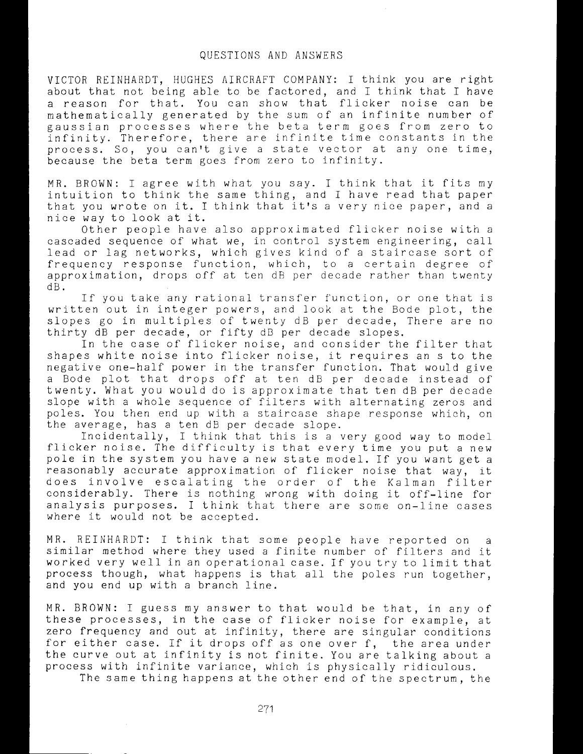## QUESTIONS AND ANSWERS

VICTOR REINHARDT, HUGHES AIRCRAFT COMPANY: I think you are right about that not being able to be factored, and I think that I have a reason for that. You can show that flicker noise can be mathematically generated by the sum of an infinite number of gaussian processes where the beta term goes from zero to infinity. Therefore, there are infinite time constants in the process. So, you can't give a state vector at any one time, because the beta term goes from zero to infinity.

MR. BROWN: I agree with what you say. I think that it fits my intuition to think the same thing, and I have read that paper that you wrote on it. I think that it's a very nice paper, and a nice way to look at it.

Other people have also approximated flicker noise with a cascaded sequence of what we, in control system engineering, call lead or lag networks, which gives kind of a staircase sort of frequency response function, which, to a certain degree of approximation, drops off at ten dB per decade rather than twenty dB.

If you take any rational transfer function, or one that is written out in integer powers, and look at the Bode plot, the slopes go in multiples of twenty dB per decade, There are no thirty dB per decade, or fifty dB per decade slopes.

In the case of flicker noise, and consider the filter that shapes white noise into flicker noise, it requires an s to the negative one-half power in the transfer function. That would give a Bode plot that drops off at ten dB per decade instead of twenty. What you would do is approximate that ten dB per decade slope with a whole sequence of filters with alternating zeros and poles. You then end up with a staircase shape response which, on the average, has a ten dB per decade slope.

Incidentally, I think that this is a very good way to model flicker noise. The difficulty is that every time you put a new pole in the system you have a new state model. If you want get a reasonably accurate approximation of flicker noise that way, it does involve escalating the order of the Kalman filter considerably. There is nothing wrong with doing it off-line for analysis purposes. I think that there are some on-line cases where it would not be accepted.

MR. REINHARDT: I think that some people have reported on a similar method where they used a finite number of filters and it worked very well in an operational case. If you try to limit that process though, what happens is that all the poles run together, and you end up with a branch line.

MR. BROWN: I guess my answer to that would be that, in any of these processes, in the case of flicker noise for example, at zero frequency and out at infinity, there are singular conditions for either case. If it drops off as one over f, the area under the curve out at infinity is not finite. You are talking about a process with infinite variance, which is physically ridiculous.

The same thing happens at the other end of the spectrum, the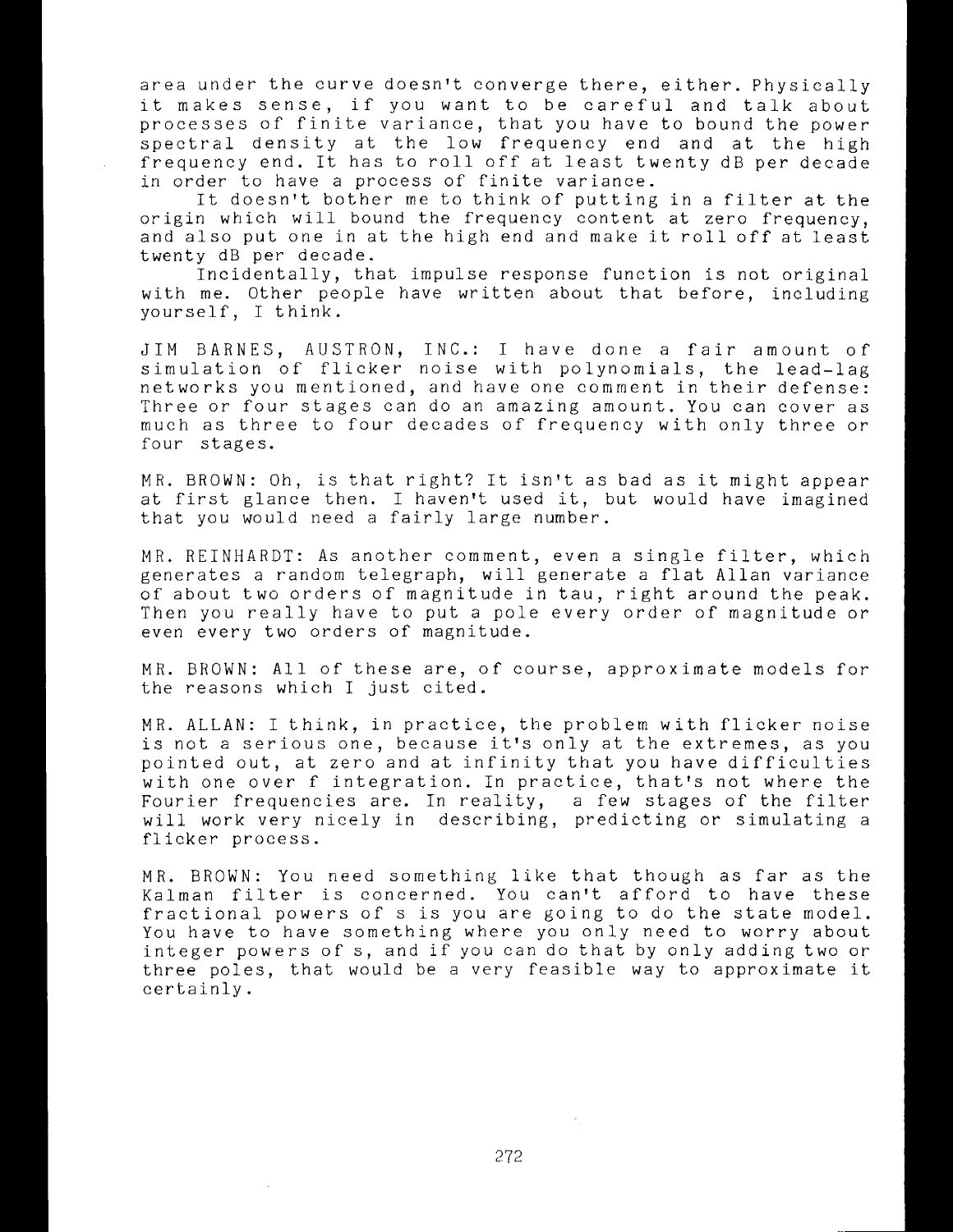area under the curve doesn't converge there, either. Physically it makes sense, if you want to be careful and talk about processes of finite variance, that you have to bound the power spectral density at the low frequency end and at the high frequency end. It has to roll off at least twenty dB per decade in order to have a process of finite variance.

It doesn't bother me to think of putting in a filter at the origin which will bound the frequency content at zero frequency, and also put one in at the high end and make it roll off at least twenty dB per decade.

Incidentally, that impulse response function is not original with me. Other people have written about that before, including yourself, I think.

JIM BARNES, AUSTRON, INC.: I have done a fair amount of simulation of flicker noise with polynomials, the lead-lag networks you mentioned, and have one comment in their defense: Three or four stages can do an amazing amount. You can cover as much as three to four decades of frequency with only three or four stages.

MR. BROWN: Oh, is that right? It isn't as bad as it might appear at first glance then. I haven't used it, but would have imagined that you would need a fairly large number.

MR. REINHARDT: As another comment, even a single filter, which generates a random telegraph, will generate a flat Allan variance of about two orders of magnitude in tau, right around the peak. Then you really have to put a pole every order of magnitude or even every two orders of magnitude.

MR. BROWN: All of these are, of course, approximate models for the reasons which I just cited.

MR. ALLAN: I think, in practice, the problem with flicker noise is not a serious one, because it's only at the extremes, as you pointed out, at zero and at infinity that you have difficulties with one over f integration. In practice, that's not where the Fourier frequencies are. In reality, a few stages of the filter will work very nicely in describing, predicting or simulating a flicker process.

MR. BROWN: You need something like that though as far as the Kalman filter is concerned. You can't afford to have these fractional powers of s is you are going to do the state model. You have to have something where you only need to worry about integer powers of s, and if you can do that by only adding two or three poles, that would be a very feasible way to approximate it certainly.